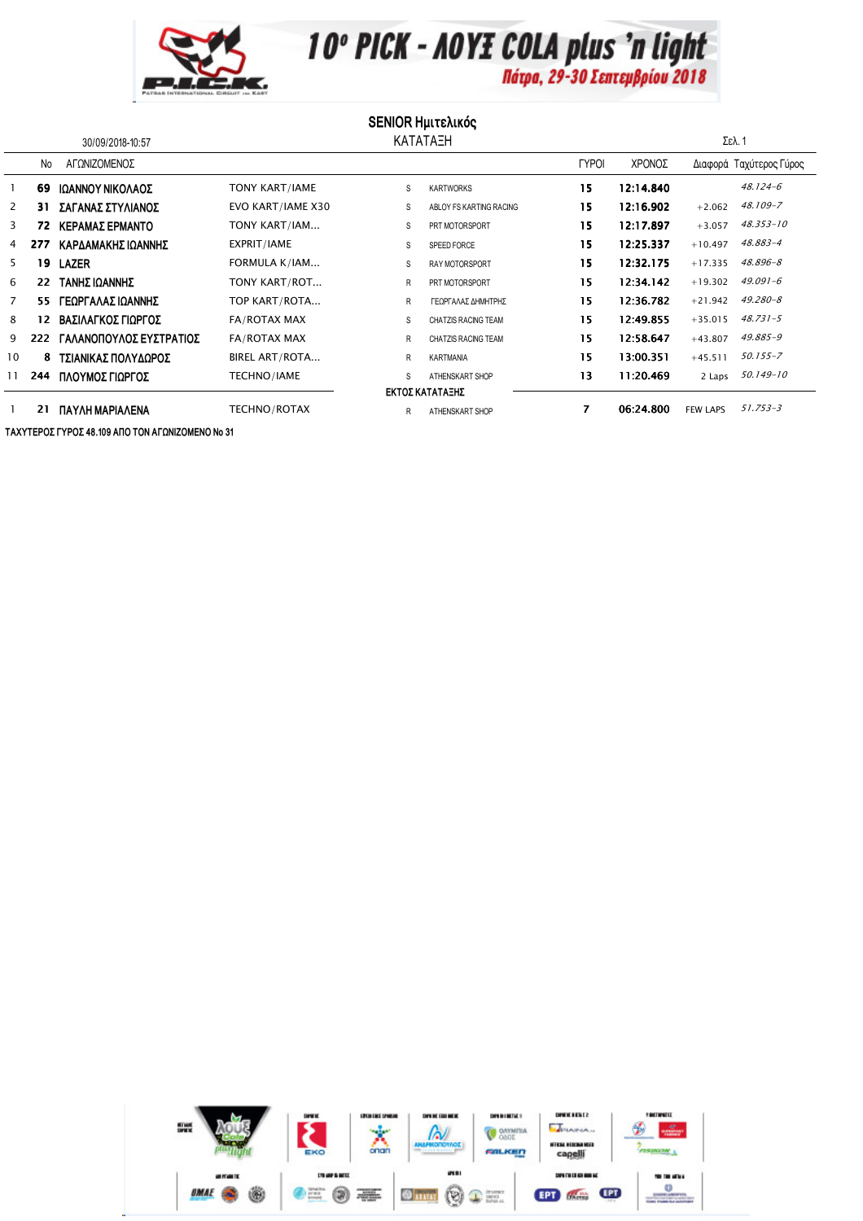# 10ο PICK - ΛΟΥΞ COLA plus 'n light

Πάτρα, 29-30 Σεπτεμβρίου 2018

## SENIOR Ημιτελικός

ΚΑΤΑΤΑΞΗ

30/09/2018-10:57

Σελ. 1

| | No | ΑΓΩΝΙΖΟΜΕΝΟΣ | | | | ΓΥΡΟΙ | ΧΡΟΝΟΣ | Διαφορά | Ταχύτερος Γύρος |
|---|---|---|---|---|---|---|---|---|---|
| 1 | 69 | ΙΩΑΝΝΟΥ ΝΙΚΟΛΑΟΣ | TONY KART/IAME | S | KARTWORKS | 15 | 12:14.840 | | 48.124-6 |
| 2 | 31 | ΣΑΓΑΝΑΣ ΣΤΥΛΙΑΝΟΣ | EVO KART/IAME X30 | S | ABLOY FS KARTING RACING | 15 | 12:16.902 | +2.062 | 48.109-7 |
| 3 | 72 | ΚΕΡΑΜΑΣ ΕΡΜΑΝΤΟ | TONY KART/IAM... | S | PRT MOTORSPORT | 15 | 12:17.897 | +3.057 | 48.353-10 |
| 4 | 277 | ΚΑΡΔΑΜΑΚΗΣ ΙΩΑΝΝΗΣ | EXPRIT/IAME | S | SPEED FORCE | 15 | 12:25.337 | +10.497 | 48.883-4 |
| 5 | 19 | ΛΑΖΕΡ | FORMULA K/IAM... | S | RAY MOTORSPORT | 15 | 12:32.175 | +17.335 | 48.896-8 |
| 6 | 22 | ΤΑΝΗΣ ΙΩΑΝΝΗΣ | TONY KART/ROT... | R | PRT MOTORSPORT | 15 | 12:34.142 | +19.302 | 49.091-6 |
| 7 | 55 | ΓΕΩΡΓΑΛΑΣ ΙΩΑΝΝΗΣ | TOP KART/ROTA... | R | ΓΕΩΡΓΑΛΑΣ ΔΗΜΗΤΡΗΣ | 15 | 12:36.782 | +21.942 | 49.280-8 |
| 8 | 12 | ΒΑΣΙΛΑΓΚΟΣ ΓΙΩΡΓΟΣ | FA/ROTAX MAX | S | CHATZIS RACING TEAM | 15 | 12:49.855 | +35.015 | 48.731-5 |
| 9 | 222 | ΓΑΛΑΝΟΠΟΥΛΟΣ ΕΥΣΤΡΑΤΙΟΣ | FA/ROTAX MAX | R | CHATZIS RACING TEAM | 15 | 12:58.647 | +43.807 | 49.885-9 |
| 10 | 8 | ΤΣΙΑΝΙΚΑΣ ΠΟΛΥΔΩΡΟΣ | BIREL ART/ROTA... | R | KARTMANIA | 15 | 13:00.351 | +45.511 | 50.155-7 |
| 11 | 244 | ΠΛΟΥΜΟΣ ΓΙΩΡΓΟΣ | TECHNO/IAME | S | ATHENSKART SHOP | 13 | 11:20.469 | 2 Laps | 50.149-10 |

### ΕΚΤΟΣ ΚΑΤΑΤΑΞΗΣ

| | No | ΑΓΩΝΙΖΟΜΕΝΟΣ | | | | ΓΥΡΟΙ | ΧΡΟΝΟΣ | Διαφορά | Ταχύτερος Γύρος |
|---|---|---|---|---|---|---|---|---|---|
| 1 | 21 | ΠΑΥΛΗ ΜΑΡΙΑΛΕΝΑ | TECHNO/ROTAX | R | ATHENSKART SHOP | 7 | 06:24.800 | FEW LAPS | 51.753-3 |

ΤΑΧΥΤΕΡΟΣ ΓΥΡΟΣ 48.109 ΑΠΟ ΤΟΝ ΑΓΩΝΙΖΟΜΕΝΟ No 31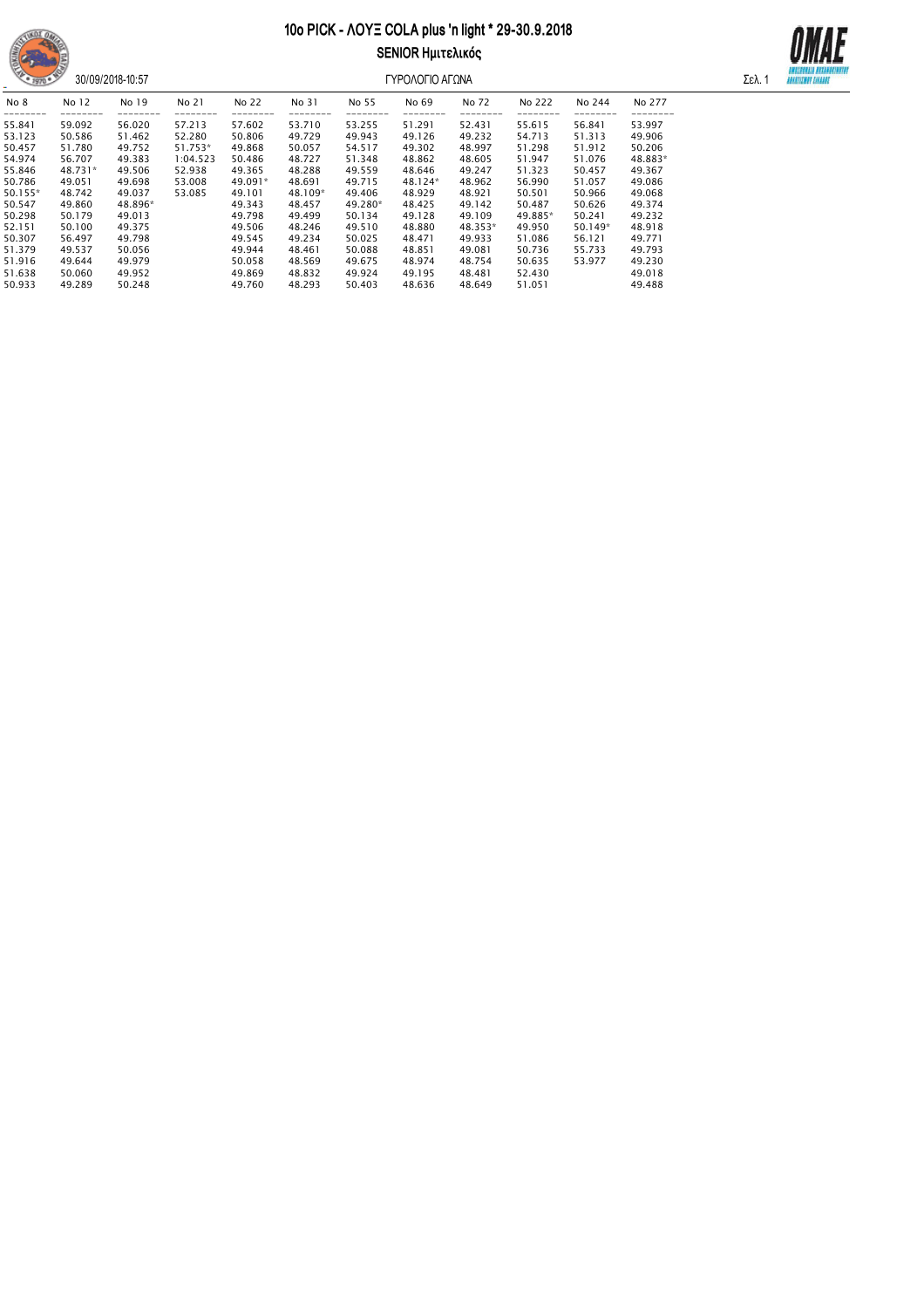# 10ο ΡΙCK - ΛΟΥΞ COLA plus 'n light * 29-30.9.2018

## SENIOR Ημιτελικός

30/09/2018-10:57

ΓΥΡΟΛΟΓΙΟ ΑΓΩΝΑ

| No 8 | No 12 | No 19 | No 21 | No 22 | No 31 | No 55 | No 69 | No 72 | No 222 | No 244 | No 277 |
|---|---|---|---|---|---|---|---|---|---|---|---|
| 55.841 | 59.092 | 56.020 | 57.213 | 57.602 | 53.710 | 53.255 | 51.291 | 52.431 | 55.615 | 56.841 | 53.997 |
| 53.123 | 50.586 | 51.462 | 52.280 | 50.806 | 49.729 | 49.943 | 49.126 | 49.232 | 54.713 | 51.313 | 49.906 |
| 50.457 | 51.780 | 49.752 | 51.753* | 49.868 | 50.057 | 54.517 | 49.302 | 48.997 | 51.298 | 51.912 | 50.206 |
| 54.974 | 56.707 | 49.383 | 1:04.523 | 50.486 | 48.727 | 51.348 | 48.862 | 48.605 | 51.947 | 51.076 | 48.883* |
| 55.846 | 48.731* | 49.506 | 52.938 | 49.365 | 48.288 | 49.559 | 48.646 | 49.247 | 51.323 | 50.457 | 49.367 |
| 50.786 | 49.051 | 49.698 | 53.008 | 49.091* | 48.691 | 49.715 | 48.124* | 48.962 | 56.990 | 51.057 | 49.086 |
| 50.155* | 48.742 | 49.037 | 53.085 | 49.101 | 48.109* | 49.406 | 48.929 | 48.921 | 50.501 | 50.966 | 49.068 |
| 50.547 | 49.860 | 48.896* | | 49.343 | 48.457 | 49.280* | 48.425 | 49.142 | 50.487 | 50.626 | 49.374 |
| 50.298 | 50.179 | 49.013 | | 49.798 | 49.499 | 50.134 | 49.128 | 49.109 | 49.885* | 50.241 | 49.232 |
| 52.151 | 50.100 | 49.375 | | 49.506 | 48.246 | 49.510 | 48.880 | 48.353* | 49.950 | 50.149* | 48.918 |
| 50.307 | 56.497 | 49.798 | | 49.545 | 49.234 | 50.025 | 48.471 | 49.933 | 51.086 | 56.121 | 49.771 |
| 51.379 | 49.537 | 50.056 | | 49.944 | 48.461 | 50.088 | 48.851 | 49.081 | 50.736 | 55.733 | 49.793 |
| 51.916 | 49.644 | 49.979 | | 50.058 | 48.569 | 49.675 | 48.974 | 48.754 | 50.635 | 53.977 | 49.230 |
| 51.638 | 50.060 | 49.952 | | 49.869 | 48.832 | 49.924 | 49.195 | 48.481 | 52.430 | | 49.018 |
| 50.933 | 49.289 | 50.248 | | 49.760 | 48.293 | 50.403 | 48.636 | 48.649 | 51.051 | | 49.488 |